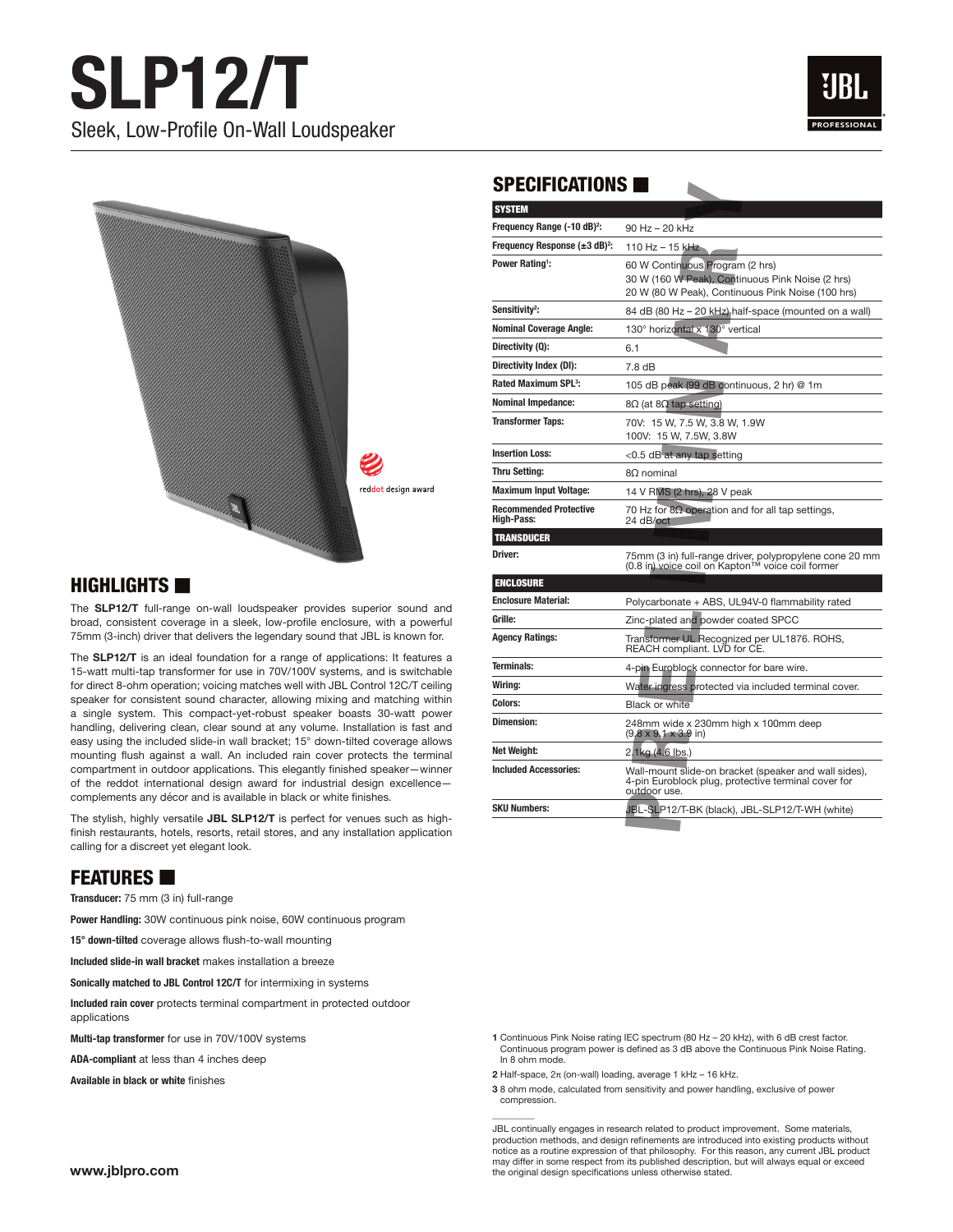# SLP12/T

Sleek, Low-Profile On-Wall Loudspeaker

## HIGHLIGHTS

The **SLP12/T** full-range on-wall loudspeaker provides superior sound and broad, consistent coverage in a sleek, low-profile enclosure, with a powerful 75mm (3-inch) driver that delivers the legendary sound that JBL is known for.

The **SLP12/T** is an ideal foundation for a range of applications: It features a 15-watt multi-tap transformer for use in 70V/100V systems, and is switchable for direct 8-ohm operation; voicing matches well with JBL Control 12C/T ceiling speaker for consistent sound character, allowing mixing and matching within a single system. This compact-yet-robust speaker boasts 30-watt power handling, delivering clean, clear sound at any volume. Installation is fast and easy using the included slide-in wall bracket; 15° down-tilted coverage allows mounting flush against a wall. An included rain cover protects the terminal compartment in outdoor applications. This elegantly finished speaker—winner of the reddot international design award for industrial design excellence—complements any décor and is available in black or white finishes.

The stylish, highly versatile **JBL SLP12/T** is perfect for venues such as high-finish restaurants, hotels, resorts, retail stores, and any installation application calling for a discreet yet elegant look.

## FEATURES

**Transducer:** 75 mm (3 in) full-range

**Power Handling:** 30W continuous pink noise, 60W continuous program

**15° down-tilted** coverage allows flush-to-wall mounting

**Included slide-in wall bracket** makes installation a breeze

**Sonically matched to JBL Control 12C/T** for intermixing in systems

**Included rain cover** protects terminal compartment in protected outdoor applications

**Multi-tap transformer** for use in 70V/100V systems

**ADA-compliant** at less than 4 inches deep

**Available in black or white** finishes

## SPECIFICATIONS

| SYSTEM | |
|---|---|
| Frequency Range (-10 dB)[2]: | 90 Hz – 20 kHz |
| Frequency Response (±3 dB)[2]: | 110 Hz – 15 kHz |
| Power Rating[1]: | 60 W Continuous Program (2 hrs)<br>30 W (160 W Peak), Continuous Pink Noise (2 hrs)<br>20 W (80 W Peak), Continuous Pink Noise (100 hrs) |
| Sensitivity[2]: | 84 dB (80 Hz – 20 kHz) half-space (mounted on a wall) |
| Nominal Coverage Angle: | 130° horizontal x 130° vertical |
| Directivity (Q): | 6.1 |
| Directivity Index (DI): | 7.8 dB |
| Rated Maximum SPL[3]: | 105 dB peak (99 dB continuous, 2 hr) @ 1m |
| Nominal Impedance: | 8Ω (at 8Ω tap setting) |
| Transformer Taps: | 70V: 15 W, 7.5 W, 3.8 W, 1.9W<br>100V: 15 W, 7.5W, 3.8W |
| Insertion Loss: | <0.5 dB at any tap setting |
| Thru Setting: | 8Ω nominal |
| Maximum Input Voltage: | 14 V RMS (2 hrs), 28 V peak |
| Recommended Protective High-Pass: | 70 Hz for 8Ω operation and for all tap settings, 24 dB/oct |
| **TRANSDUCER** | |
| Driver: | 75mm (3 in) full-range driver, polypropylene cone 20 mm (0.8 in) voice coil on Kapton™ voice coil former |
| **ENCLOSURE** | |
| Enclosure Material: | Polycarbonate + ABS, UL94V-0 flammability rated |
| Grille: | Zinc-plated and powder coated SPCC |
| Agency Ratings: | Transformer UL Recognized per UL1876. ROHS, REACH compliant. LVD for CE. |
| Terminals: | 4-pin Euroblock connector for bare wire. |
| Wiring: | Water ingress protected via included terminal cover. |
| Colors: | Black or white |
| Dimension: | 248mm wide x 230mm high x 100mm deep (9.8 x 9.1 x 3.9 in) |
| Net Weight: | 2.1kg (4.6 lbs.) |
| Included Accessories: | Wall-mount slide-on bracket (speaker and wall sides), 4-pin Euroblock plug, protective terminal cover for outdoor use. |
| SKU Numbers: | JBL-SLP12/T-BK (black), JBL-SLP12/T-WH (white) |

1 Continuous Pink Noise rating IEC spectrum (80 Hz – 20 kHz), with 6 dB crest factor. Continuous program power is defined as 3 dB above the Continuous Pink Noise Rating. In 8 ohm mode.

2 Half-space, 2π (on-wall) loading, average 1 kHz – 16 kHz.

3 8 ohm mode, calculated from sensitivity and power handling, exclusive of power compression.

JBL continually engages in research related to product improvement. Some materials, production methods, and design refinements are introduced into existing products without notice as a routine expression of that philosophy. For this reason, any current JBL product may differ in some respect from its published description, but will always equal or exceed the original design specifications unless otherwise stated.

www.jblpro.com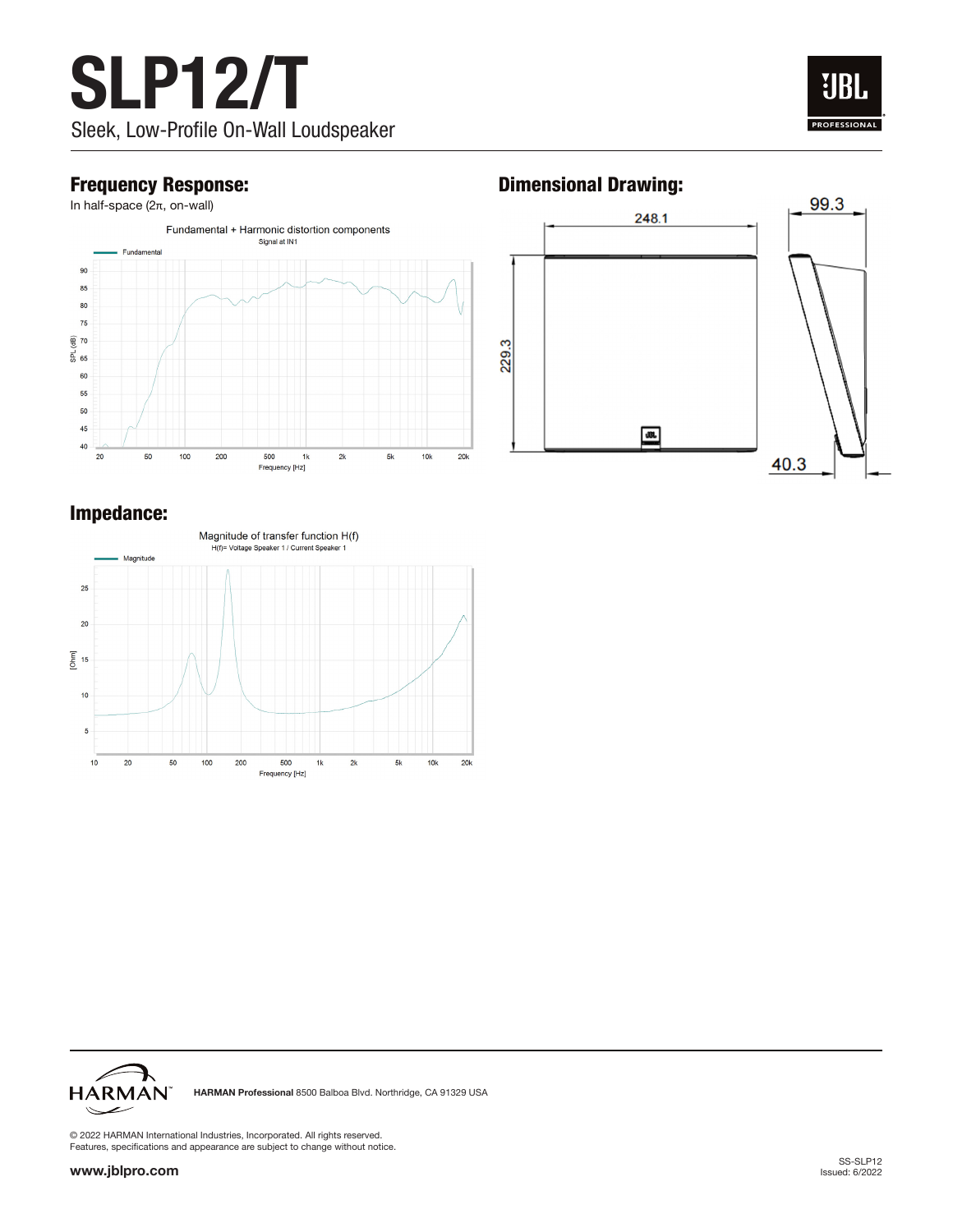# SLP12/T

Sleek, Low-Profile On-Wall Loudspeaker

## Frequency Response:

In half-space (2π, on-wall)

Fundamental + Harmonic distortion components

Signal at IN1

Fundamental

SPL (dB)

90
85
80
75
70
65
60
55
50
45
40

20 50 100 200 500 1k 2k 5k 10k 20k

Frequency [Hz]

## Dimensional Drawing:

248.1

99.3

229.3

40.3

## Impedance:

Magnitude of transfer function H(f)

H(f)= Voltage Speaker 1 / Current Speaker 1

Magnitude

[Ohm]

25
20
15
10
5

10 20 50 100 200 500 1k 2k 5k 10k 20k

Frequency [Hz]

**HARMAN Professional** 8500 Balboa Blvd. Northridge, CA 91329 USA

© 2022 HARMAN International Industries, Incorporated. All rights reserved.
Features, specifications and appearance are subject to change without notice.

**www.jblpro.com**

SS-SLP12
Issued: 6/2022